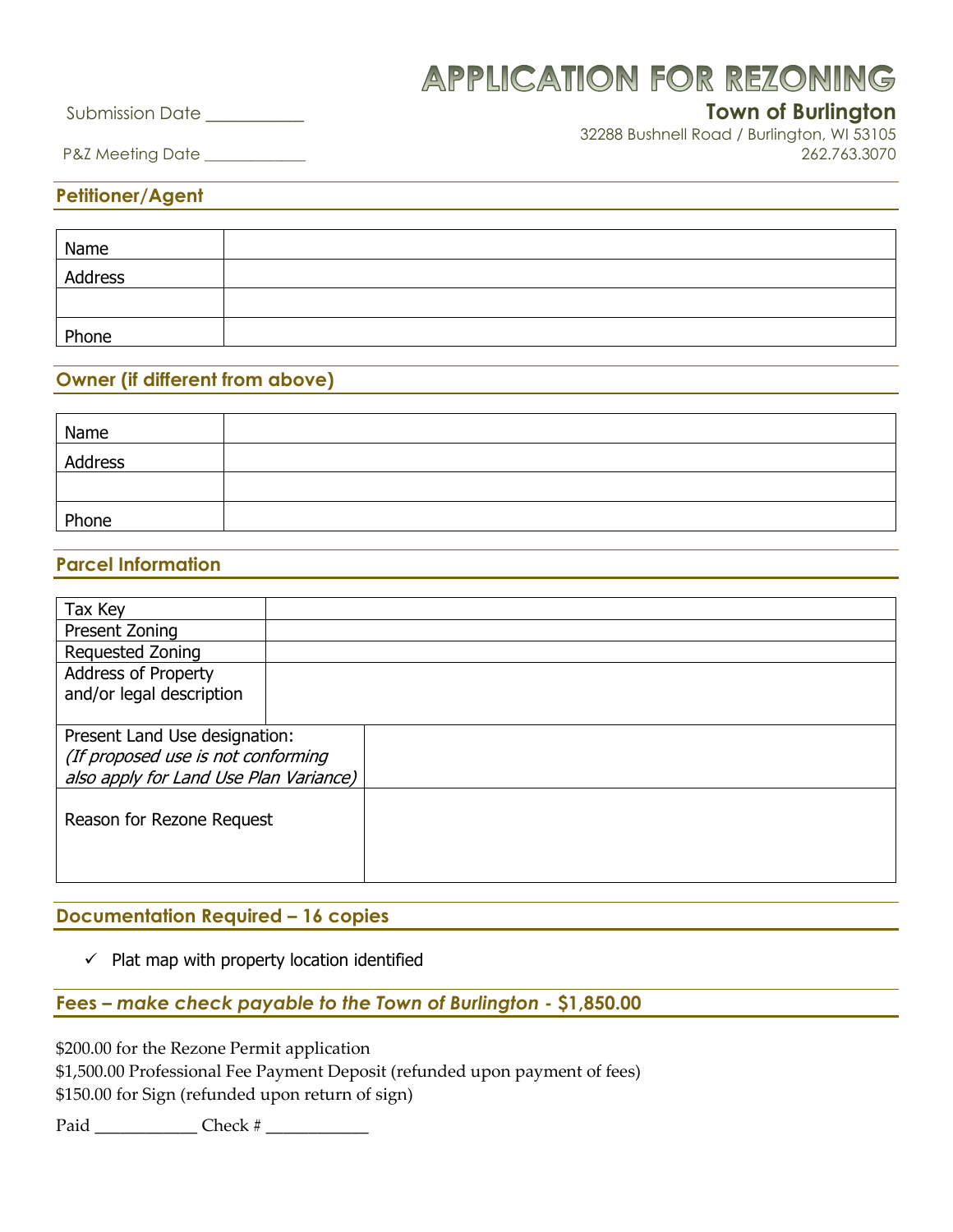# APPLICATION FOR REZONING

Submission Date ___________

P&Z Meeting Date ____________

**Town of Burlington**
32288 Bushnell Road / Burlington, WI 53105
262.763.3070

## Petitioner/Agent

| | |
|---|---|
| Name | |
| Address | |
| | |
| Phone | |

## Owner (if different from above)

| | |
|---|---|
| Name | |
| Address | |
| | |
| Phone | |

## Parcel Information

| | |
|---|---|
| Tax Key | |
| Present Zoning | |
| Requested Zoning | |
| Address of Property and/or legal description | |
| Present Land Use designation: *(If proposed use is not conforming also apply for Land Use Plan Variance)* | |
| Reason for Rezone Request | |

## Documentation Required – 16 copies

- ✓ Plat map with property location identified

## Fees – *make check payable to the Town of Burlington* - $1,850.00

$200.00 for the Rezone Permit application
$1,500.00 Professional Fee Payment Deposit (refunded upon payment of fees)
$150.00 for Sign (refunded upon return of sign)

Paid ___________ Check # ___________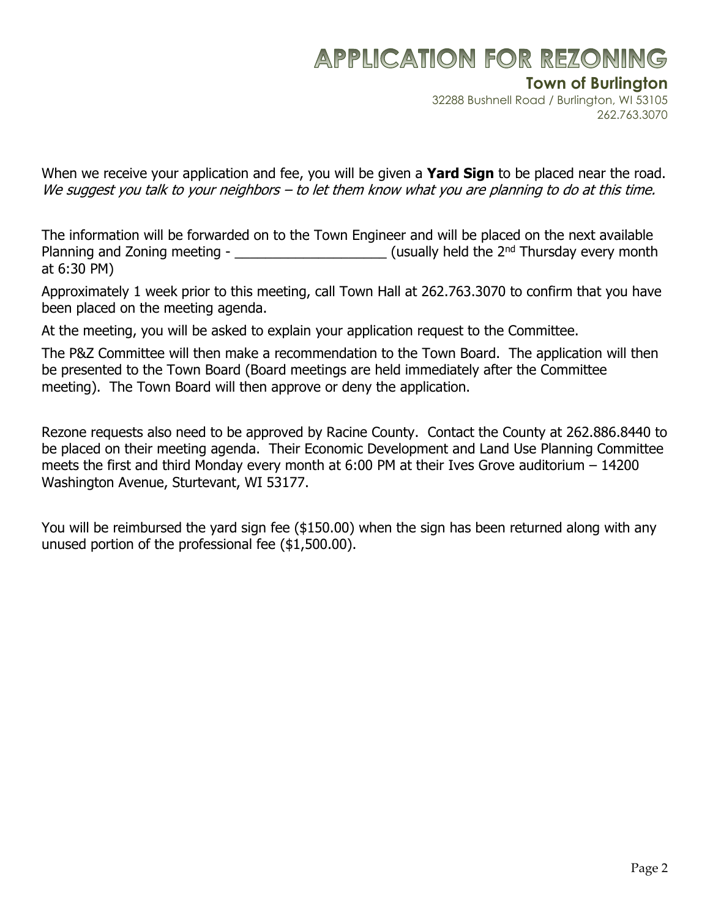# APPLICATION FOR REZONING

**Town of Burlington**

32288 Bushnell Road / Burlington, WI 53105
262.763.3070

When we receive your application and fee, you will be given a **Yard Sign** to be placed near the road. *We suggest you talk to your neighbors – to let them know what you are planning to do at this time.*

The information will be forwarded on to the Town Engineer and will be placed on the next available Planning and Zoning meeting - ____________________ (usually held the 2nd Thursday every month at 6:30 PM)

Approximately 1 week prior to this meeting, call Town Hall at 262.763.3070 to confirm that you have been placed on the meeting agenda.

At the meeting, you will be asked to explain your application request to the Committee.

The P&Z Committee will then make a recommendation to the Town Board. The application will then be presented to the Town Board (Board meetings are held immediately after the Committee meeting). The Town Board will then approve or deny the application.

Rezone requests also need to be approved by Racine County. Contact the County at 262.886.8440 to be placed on their meeting agenda. Their Economic Development and Land Use Planning Committee meets the first and third Monday every month at 6:00 PM at their Ives Grove auditorium – 14200 Washington Avenue, Sturtevant, WI 53177.

You will be reimbursed the yard sign fee ($150.00) when the sign has been returned along with any unused portion of the professional fee ($1,500.00).